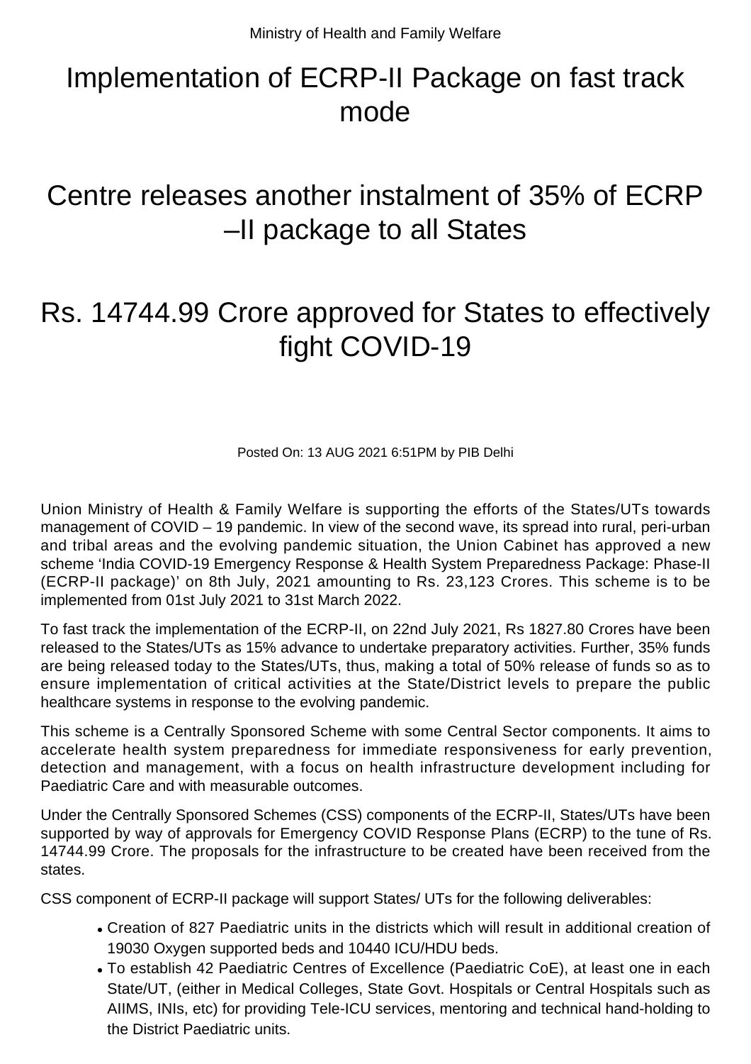Ministry of Health and Family Welfare

# Implementation of ECRP-II Package on fast track mode

# Centre releases another instalment of 35% of ECRP –II package to all States

# Rs. 14744.99 Crore approved for States to effectively fight COVID-19

Posted On: 13 AUG 2021 6:51PM by PIB Delhi

Union Ministry of Health & Family Welfare is supporting the efforts of the States/UTs towards management of COVID – 19 pandemic. In view of the second wave, its spread into rural, peri-urban and tribal areas and the evolving pandemic situation, the Union Cabinet has approved a new scheme 'India COVID-19 Emergency Response & Health System Preparedness Package: Phase-II (ECRP-II package)' on 8th July, 2021 amounting to Rs. 23,123 Crores. This scheme is to be implemented from 01st July 2021 to 31st March 2022.

To fast track the implementation of the ECRP-II, on 22nd July 2021, Rs 1827.80 Crores have been released to the States/UTs as 15% advance to undertake preparatory activities. Further, 35% funds are being released today to the States/UTs, thus, making a total of 50% release of funds so as to ensure implementation of critical activities at the State/District levels to prepare the public healthcare systems in response to the evolving pandemic.

This scheme is a Centrally Sponsored Scheme with some Central Sector components. It aims to accelerate health system preparedness for immediate responsiveness for early prevention, detection and management, with a focus on health infrastructure development including for Paediatric Care and with measurable outcomes.

Under the Centrally Sponsored Schemes (CSS) components of the ECRP-II, States/UTs have been supported by way of approvals for Emergency COVID Response Plans (ECRP) to the tune of Rs. 14744.99 Crore. The proposals for the infrastructure to be created have been received from the states.

CSS component of ECRP-II package will support States/ UTs for the following deliverables:

- Creation of 827 Paediatric units in the districts which will result in additional creation of 19030 Oxygen supported beds and 10440 ICU/HDU beds.
- To establish 42 Paediatric Centres of Excellence (Paediatric CoE), at least one in each State/UT, (either in Medical Colleges, State Govt. Hospitals or Central Hospitals such as AIIMS, INIs, etc) for providing Tele-ICU services, mentoring and technical hand-holding to the District Paediatric units.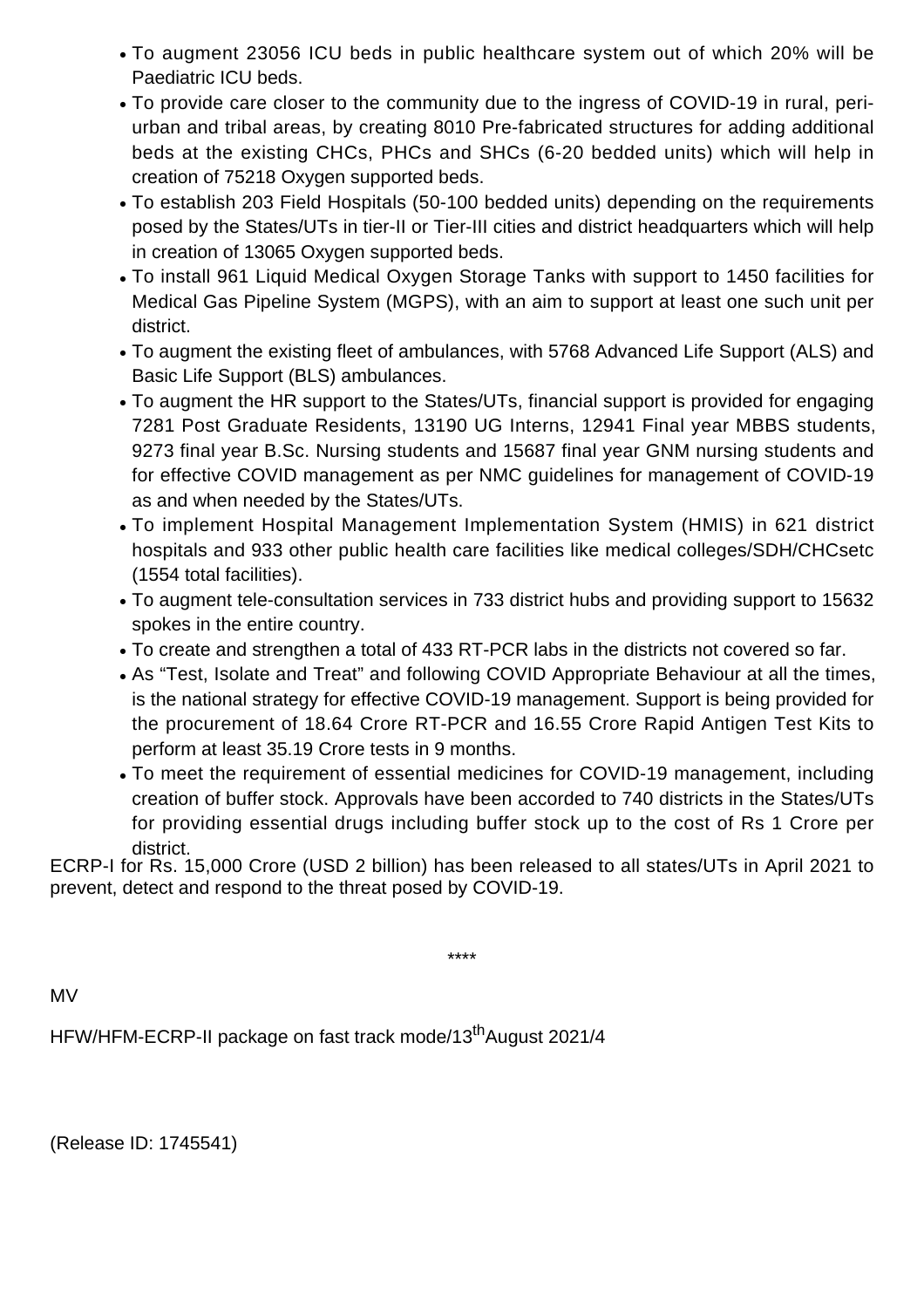- To augment 23056 ICU beds in public healthcare system out of which 20% will be Paediatric ICU beds.
- To provide care closer to the community due to the ingress of COVID-19 in rural, peri-urban and tribal areas, by creating 8010 Pre-fabricated structures for adding additional beds at the existing CHCs, PHCs and SHCs (6-20 bedded units) which will help in creation of 75218 Oxygen supported beds.
- To establish 203 Field Hospitals (50-100 bedded units) depending on the requirements posed by the States/UTs in tier-II or Tier-III cities and district headquarters which will help in creation of 13065 Oxygen supported beds.
- To install 961 Liquid Medical Oxygen Storage Tanks with support to 1450 facilities for Medical Gas Pipeline System (MGPS), with an aim to support at least one such unit per district.
- To augment the existing fleet of ambulances, with 5768 Advanced Life Support (ALS) and Basic Life Support (BLS) ambulances.
- To augment the HR support to the States/UTs, financial support is provided for engaging 7281 Post Graduate Residents, 13190 UG Interns, 12941 Final year MBBS students, 9273 final year B.Sc. Nursing students and 15687 final year GNM nursing students and for effective COVID management as per NMC guidelines for management of COVID-19 as and when needed by the States/UTs.
- To implement Hospital Management Implementation System (HMIS) in 621 district hospitals and 933 other public health care facilities like medical colleges/SDH/CHCsetc (1554 total facilities).
- To augment tele-consultation services in 733 district hubs and providing support to 15632 spokes in the entire country.
- To create and strengthen a total of 433 RT-PCR labs in the districts not covered so far.
- As "Test, Isolate and Treat" and following COVID Appropriate Behaviour at all the times, is the national strategy for effective COVID-19 management. Support is being provided for the procurement of 18.64 Crore RT-PCR and 16.55 Crore Rapid Antigen Test Kits to perform at least 35.19 Crore tests in 9 months.
- To meet the requirement of essential medicines for COVID-19 management, including creation of buffer stock. Approvals have been accorded to 740 districts in the States/UTs for providing essential drugs including buffer stock up to the cost of Rs 1 Crore per district.

ECRP-I for Rs. 15,000 Crore (USD 2 billion) has been released to all states/UTs in April 2021 to prevent, detect and respond to the threat posed by COVID-19.

\*\*\*\*

MV

HFW/HFM-ECRP-II package on fast track mode/13th August 2021/4

(Release ID: 1745541)